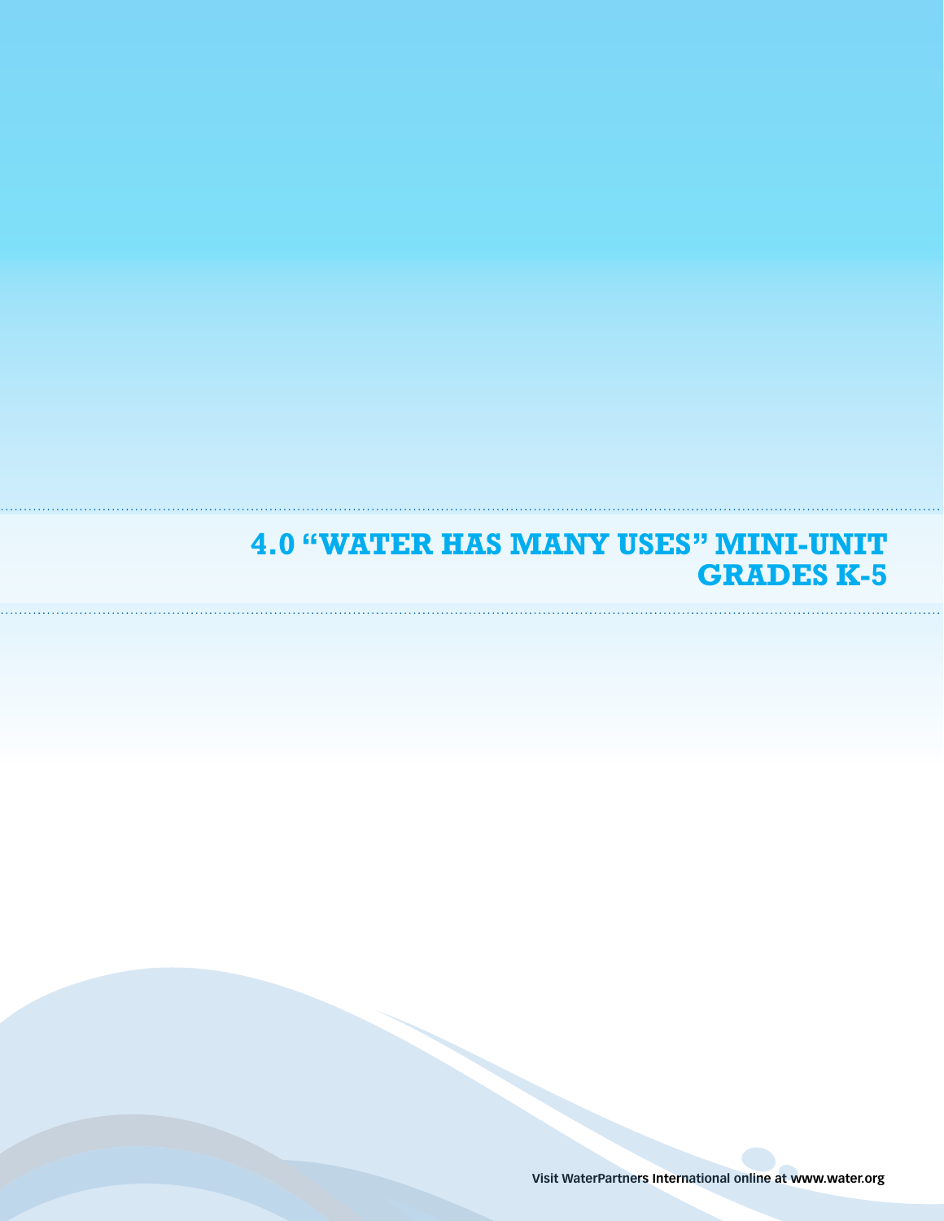# 4.0 "WATER HAS MANY USES" MINI-UNIT GRADES K-5

Visit WaterPartners International online at www.water.org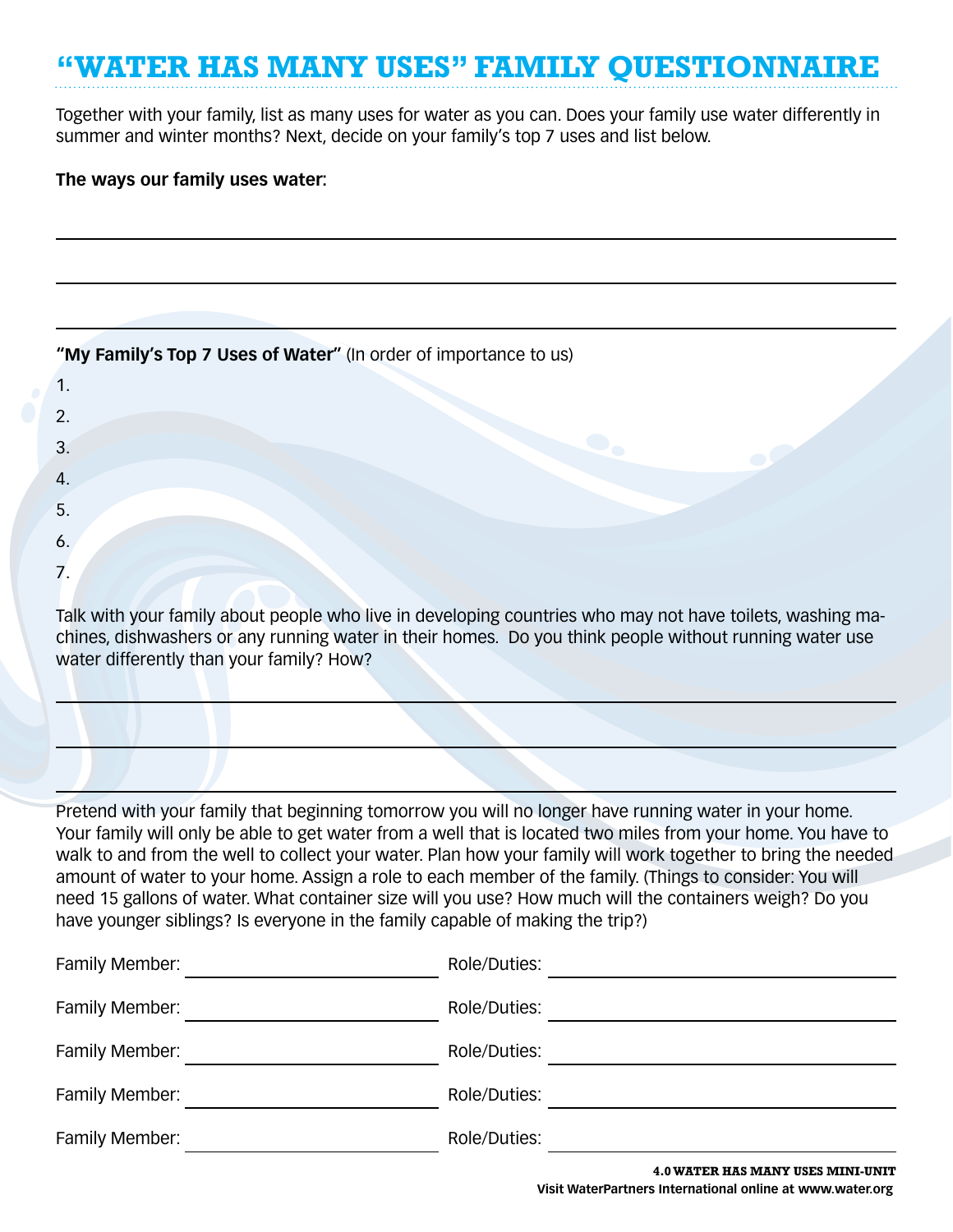# "WATER HAS MANY USES" FAMILY QUESTIONNAIRE

Together with your family, list as many uses for water as you can. Does your family use water differently in summer and winter months? Next, decide on your family's top 7 uses and list below.

**The ways our family uses water:**

______________________________________________________________________

______________________________________________________________________

______________________________________________________________________

**"My Family's Top 7 Uses of Water"** (In order of importance to us)

1.
2.
3.
4.
5.
6.
7.

Talk with your family about people who live in developing countries who may not have toilets, washing machines, dishwashers or any running water in their homes. Do you think people without running water use water differently than your family? How?

______________________________________________________________________

______________________________________________________________________

______________________________________________________________________

Pretend with your family that beginning tomorrow you will no longer have running water in your home. Your family will only be able to get water from a well that is located two miles from your home. You have to walk to and from the well to collect your water. Plan how your family will work together to bring the needed amount of water to your home. Assign a role to each member of the family. (Things to consider: You will need 15 gallons of water. What container size will you use? How much will the containers weigh? Do you have younger siblings? Is everyone in the family capable of making the trip?)

Family Member: ____________________ Role/Duties: ____________________

Family Member: ____________________ Role/Duties: ____________________

Family Member: ____________________ Role/Duties: ____________________

Family Member: ____________________ Role/Duties: ____________________

Family Member: ____________________ Role/Duties: ____________________

**4.0 WATER HAS MANY USES MINI-UNIT**
**Visit WaterPartners International online at www.water.org**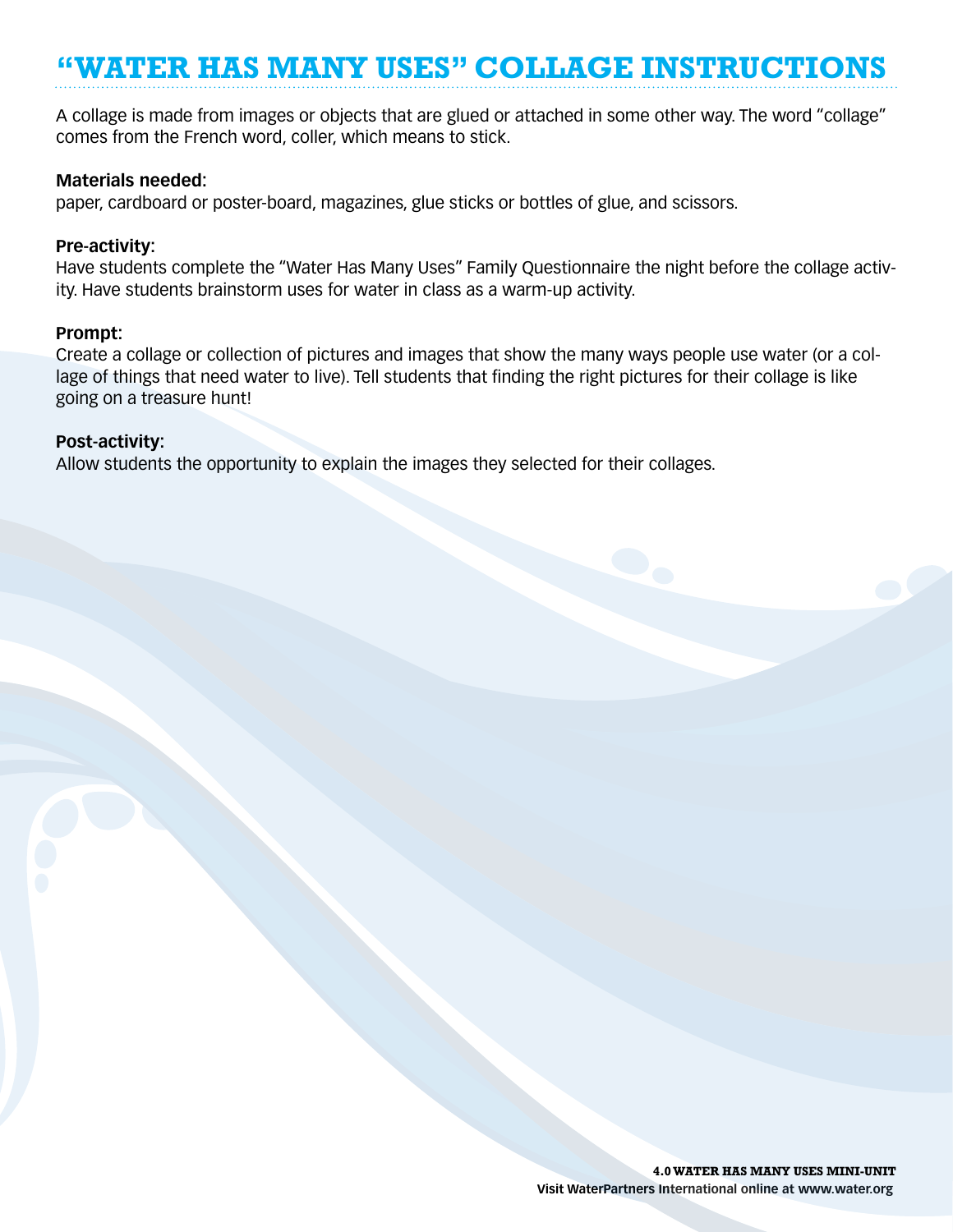# "WATER HAS MANY USES" COLLAGE INSTRUCTIONS

A collage is made from images or objects that are glued or attached in some other way. The word "collage" comes from the French word, coller, which means to stick.

**Materials needed:**
paper, cardboard or poster-board, magazines, glue sticks or bottles of glue, and scissors.

**Pre-activity:**
Have students complete the "Water Has Many Uses" Family Questionnaire the night before the collage activity. Have students brainstorm uses for water in class as a warm-up activity.

**Prompt:**
Create a collage or collection of pictures and images that show the many ways people use water (or a collage of things that need water to live). Tell students that finding the right pictures for their collage is like going on a treasure hunt!

**Post-activity:**
Allow students the opportunity to explain the images they selected for their collages.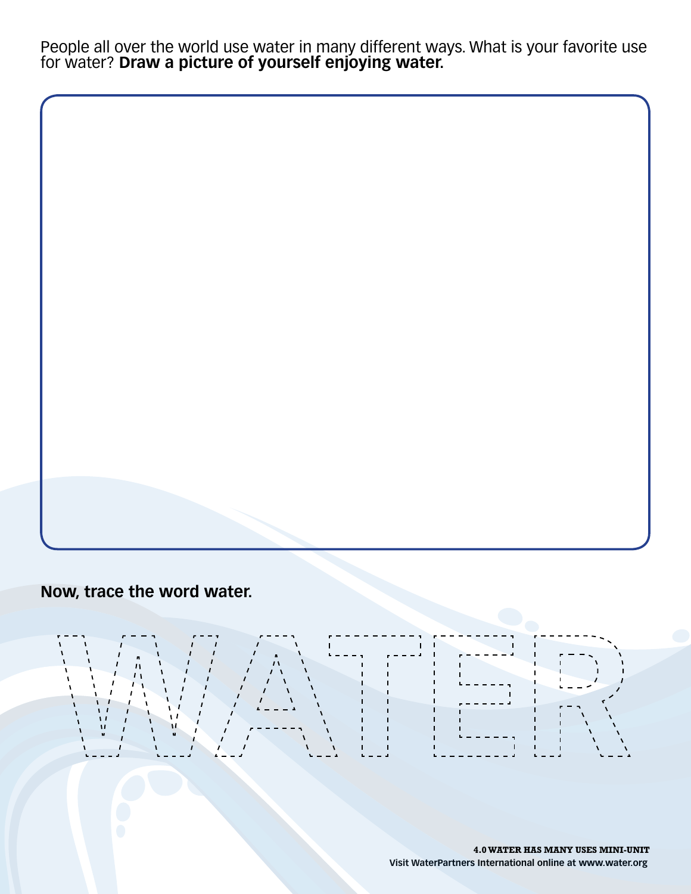People all over the world use water in many different ways. What is your favorite use for water? **Draw a picture of yourself enjoying water.**

**Now, trace the word water.**

WATER

**4.0 WATER HAS MANY USES MINI-UNIT**

**Visit WaterPartners International online at www.water.org**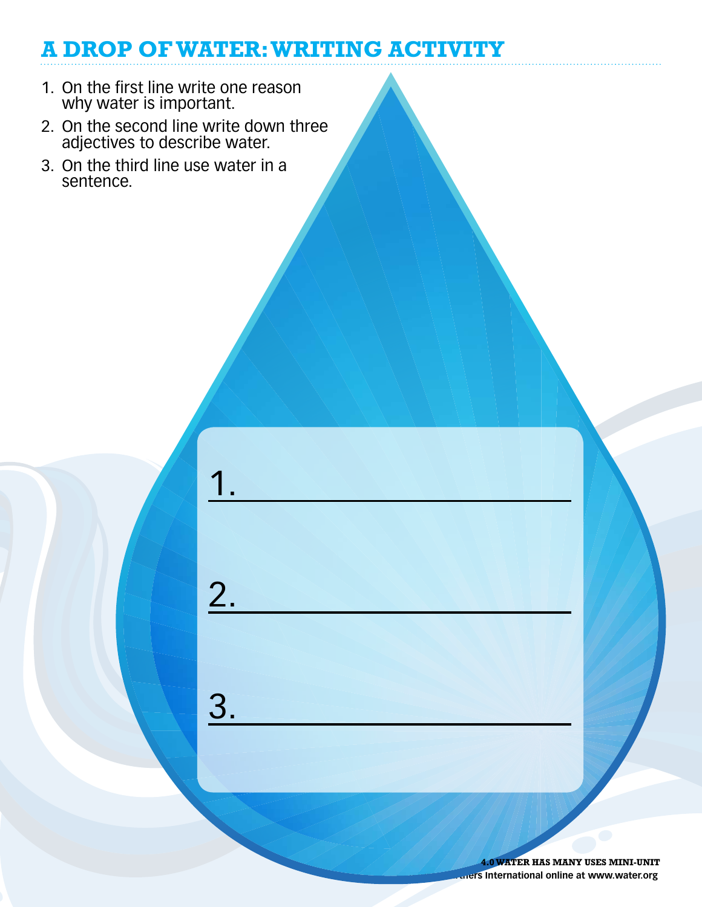# A DROP OF WATER: WRITING ACTIVITY

1. On the first line write one reason why water is important.
2. On the second line write down three adjectives to describe water.
3. On the third line use water in a sentence.

1. ______________________________

2. ______________________________

3. ______________________________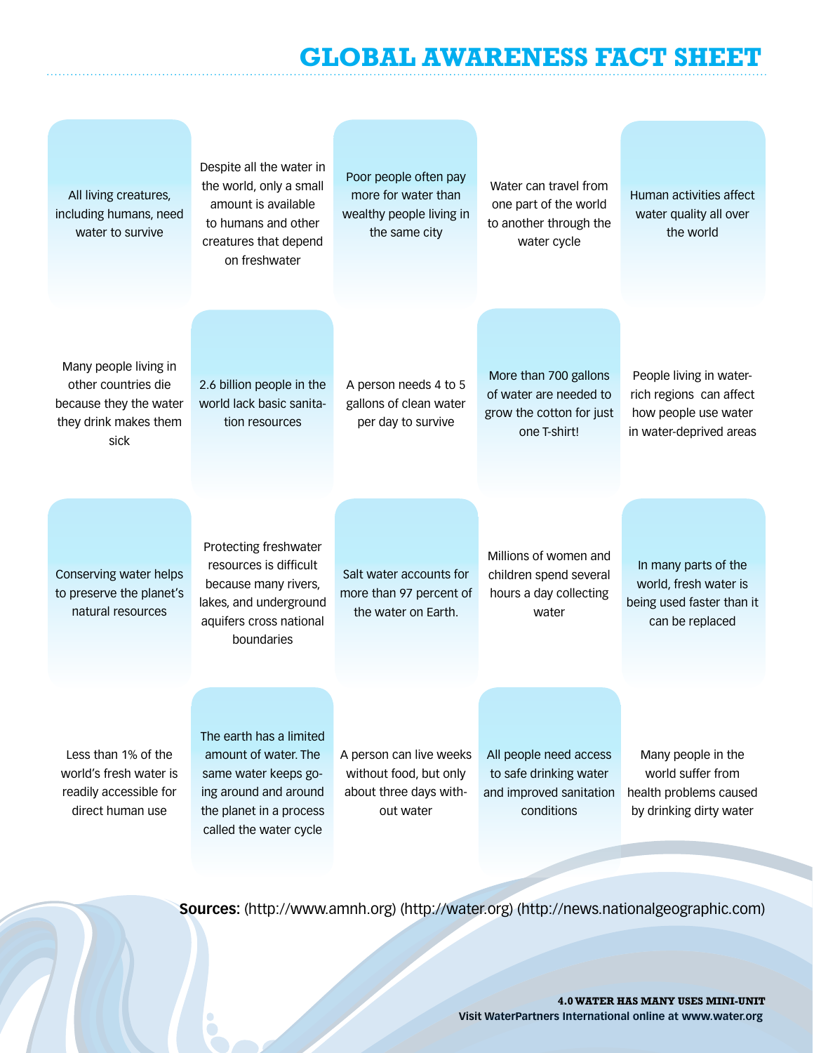# GLOBAL AWARENESS FACT SHEET

All living creatures, including humans, need water to survive

Despite all the water in the world, only a small amount is available to humans and other creatures that depend on freshwater

Poor people often pay more for water than wealthy people living in the same city

Water can travel from one part of the world to another through the water cycle

Human activities affect water quality all over the world

Many people living in other countries die because they the water they drink makes them sick

2.6 billion people in the world lack basic sanitation resources

A person needs 4 to 5 gallons of clean water per day to survive

More than 700 gallons of water are needed to grow the cotton for just one T-shirt!

People living in water-rich regions can affect how people use water in water-deprived areas

Conserving water helps to preserve the planet's natural resources

Protecting freshwater resources is difficult because many rivers, lakes, and underground aquifers cross national boundaries

Salt water accounts for more than 97 percent of the water on Earth.

Millions of women and children spend several hours a day collecting water

In many parts of the world, fresh water is being used faster than it can be replaced

Less than 1% of the world's fresh water is readily accessible for direct human use

The earth has a limited amount of water. The same water keeps going around and around the planet in a process called the water cycle

A person can live weeks without food, but only about three days without water

All people need access to safe drinking water and improved sanitation conditions

Many people in the world suffer from health problems caused by drinking dirty water

**Sources:** (http://www.amnh.org) (http://water.org) (http://news.nationalgeographic.com)

**4.0 WATER HAS MANY USES MINI-UNIT**
**Visit WaterPartners International online at www.water.org**